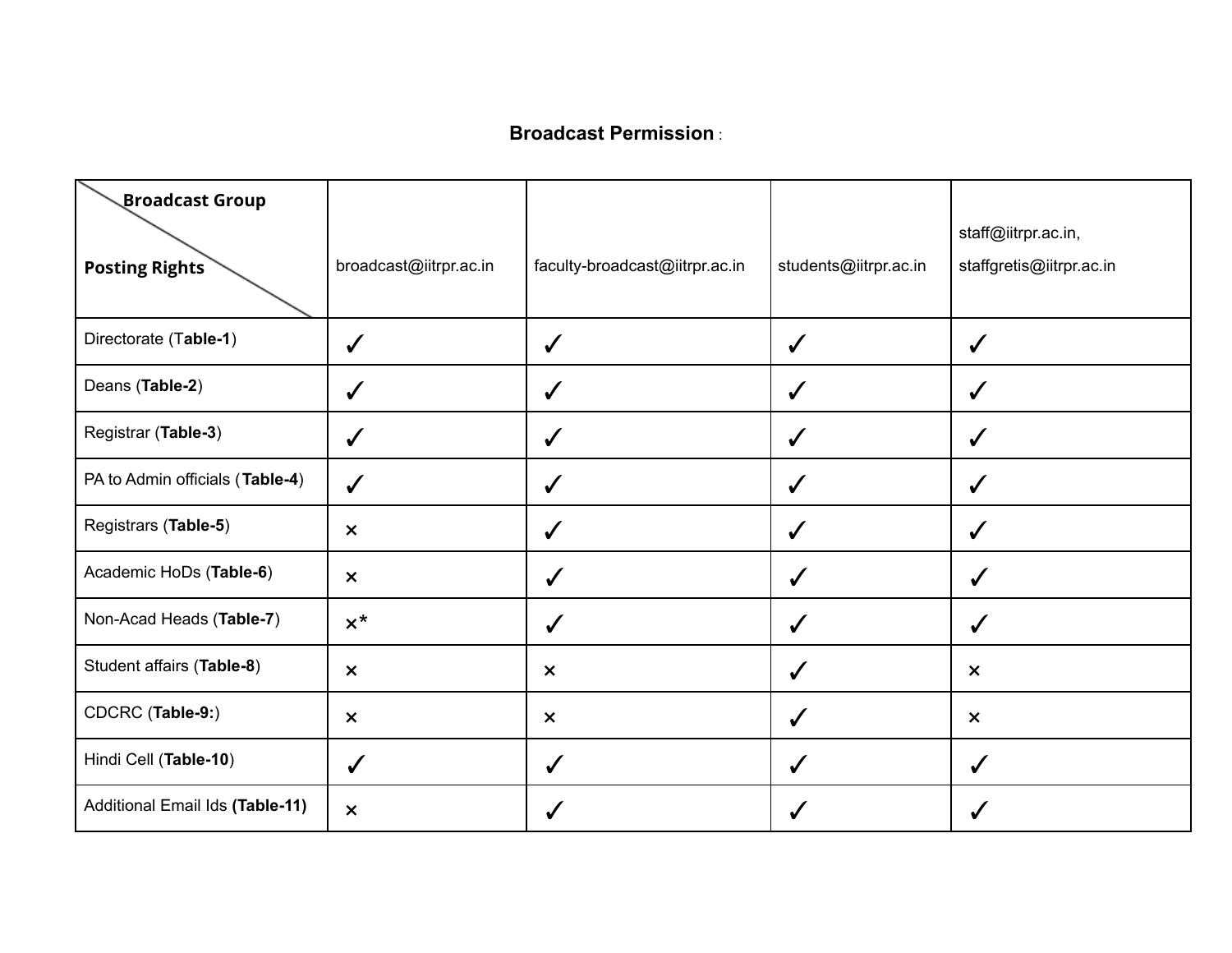**Broadcast Permission** :

| Broadcast Group / Posting Rights | broadcast@iitrpr.ac.in | faculty-broadcast@iitrpr.ac.in | students@iitrpr.ac.in | staff@iitrpr.ac.in, staffgretis@iitrpr.ac.in |
|---|---|---|---|---|
| Directorate (**Table-1**) | ✓ | ✓ | ✓ | ✓ |
| Deans (**Table-2**) | ✓ | ✓ | ✓ | ✓ |
| Registrar (**Table-3**) | ✓ | ✓ | ✓ | ✓ |
| PA to Admin officials (**Table-4**) | ✓ | ✓ | ✓ | ✓ |
| Registrars (**Table-5**) | × | ✓ | ✓ | ✓ |
| Academic HoDs (**Table-6**) | × | ✓ | ✓ | ✓ |
| Non-Acad Heads (**Table-7**) | ×* | ✓ | ✓ | ✓ |
| Student affairs (**Table-8**) | × | × | ✓ | × |
| CDCRC (**Table-9:**) | × | × | ✓ | × |
| Hindi Cell (**Table-10**) | ✓ | ✓ | ✓ | ✓ |
| Additional Email Ids **(Table-11)** | × | ✓ | ✓ | ✓ |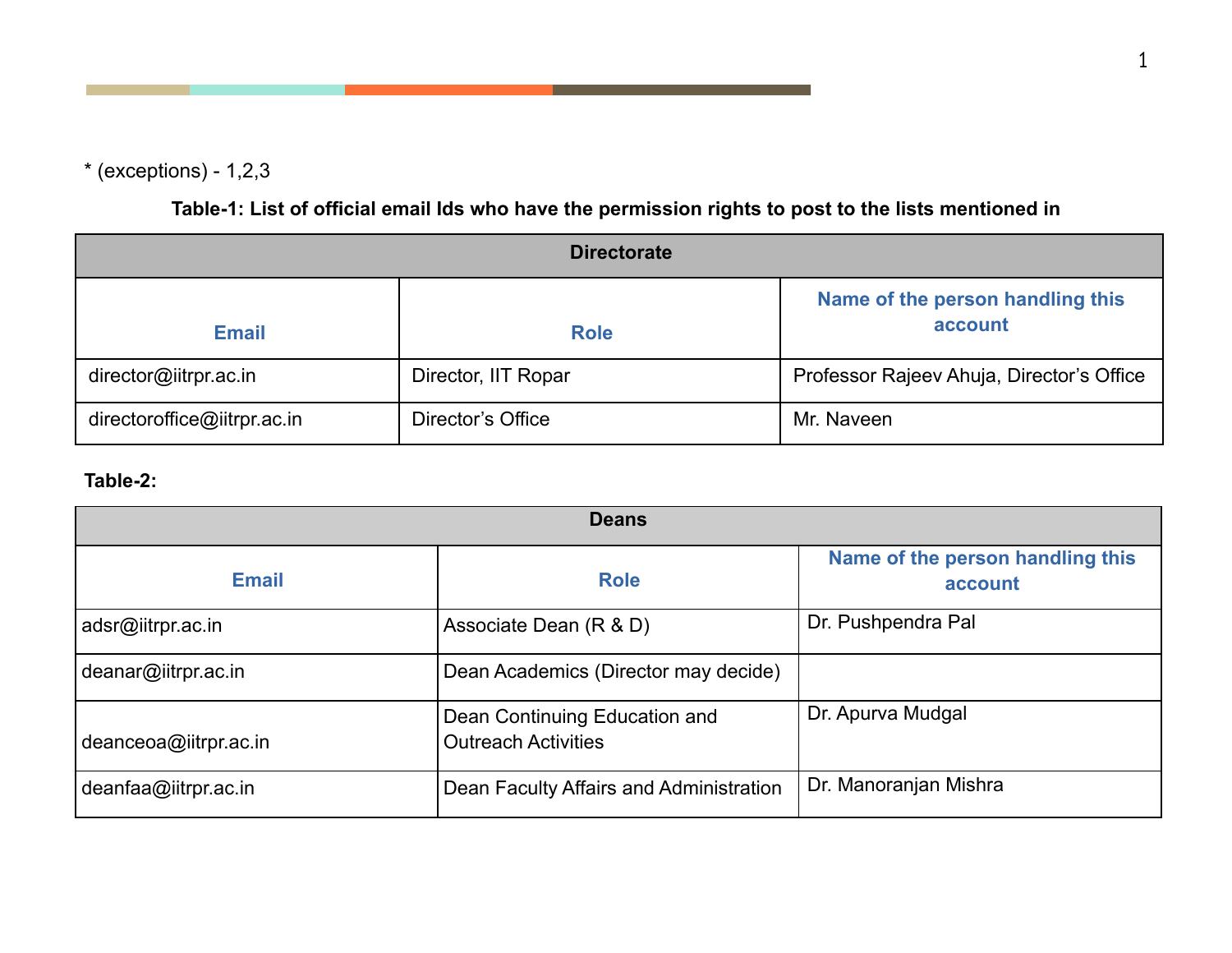* (exceptions) - 1,2,3

**Table-1: List of official email Ids who have the permission rights to post to the lists mentioned in**

| Directorate | | |
|---|---|---|
| **Email** | **Role** | **Name of the person handling this account** |
| director@iitrpr.ac.in | Director, IIT Ropar | Professor Rajeev Ahuja, Director's Office |
| directoroffice@iitrpr.ac.in | Director's Office | Mr. Naveen |

**Table-2:**

| Deans | | |
|---|---|---|
| **Email** | **Role** | **Name of the person handling this account** |
| adsr@iitrpr.ac.in | Associate Dean (R & D) | Dr. Pushpendra Pal |
| deanar@iitrpr.ac.in | Dean Academics (Director may decide) | |
| deanceoa@iitrpr.ac.in | Dean Continuing Education and Outreach Activities | Dr. Apurva Mudgal |
| deanfaa@iitrpr.ac.in | Dean Faculty Affairs and Administration | Dr. Manoranjan Mishra |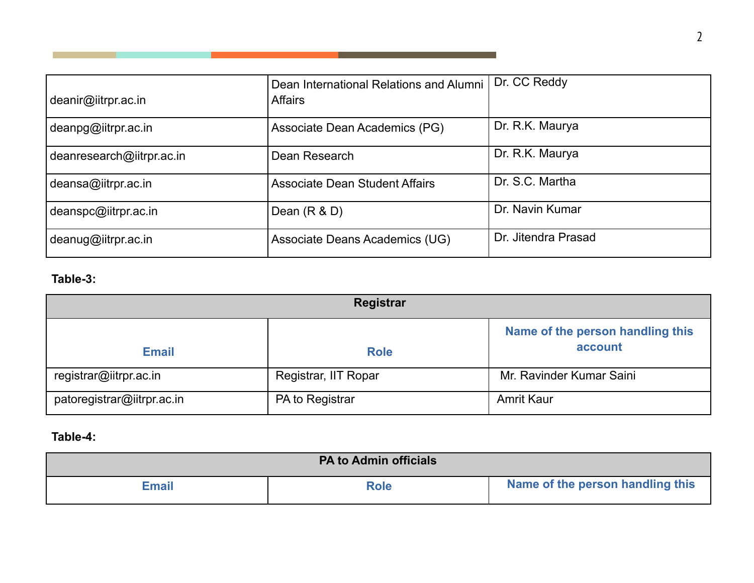| | | |
|---|---|---|
| deanir@iitrpr.ac.in | Dean International Relations and Alumni Affairs | Dr. CC Reddy |
| deanpg@iitrpr.ac.in | Associate Dean Academics (PG) | Dr. R.K. Maurya |
| deanresearch@iitrpr.ac.in | Dean Research | Dr. R.K. Maurya |
| deansa@iitrpr.ac.in | Associate Dean Student Affairs | Dr. S.C. Martha |
| deanspc@iitrpr.ac.in | Dean (R & D) | Dr. Navin Kumar |
| deanug@iitrpr.ac.in | Associate Deans Academics (UG) | Dr. Jitendra Prasad |

**Table-3:**

| Registrar | | |
|---|---|---|
| **Email** | **Role** | **Name of the person handling this account** |
| registrar@iitrpr.ac.in | Registrar, IIT Ropar | Mr. Ravinder Kumar Saini |
| patoregistrar@iitrpr.ac.in | PA to Registrar | Amrit Kaur |

**Table-4:**

| PA to Admin officials | | |
|---|---|---|
| **Email** | **Role** | **Name of the person handling this** |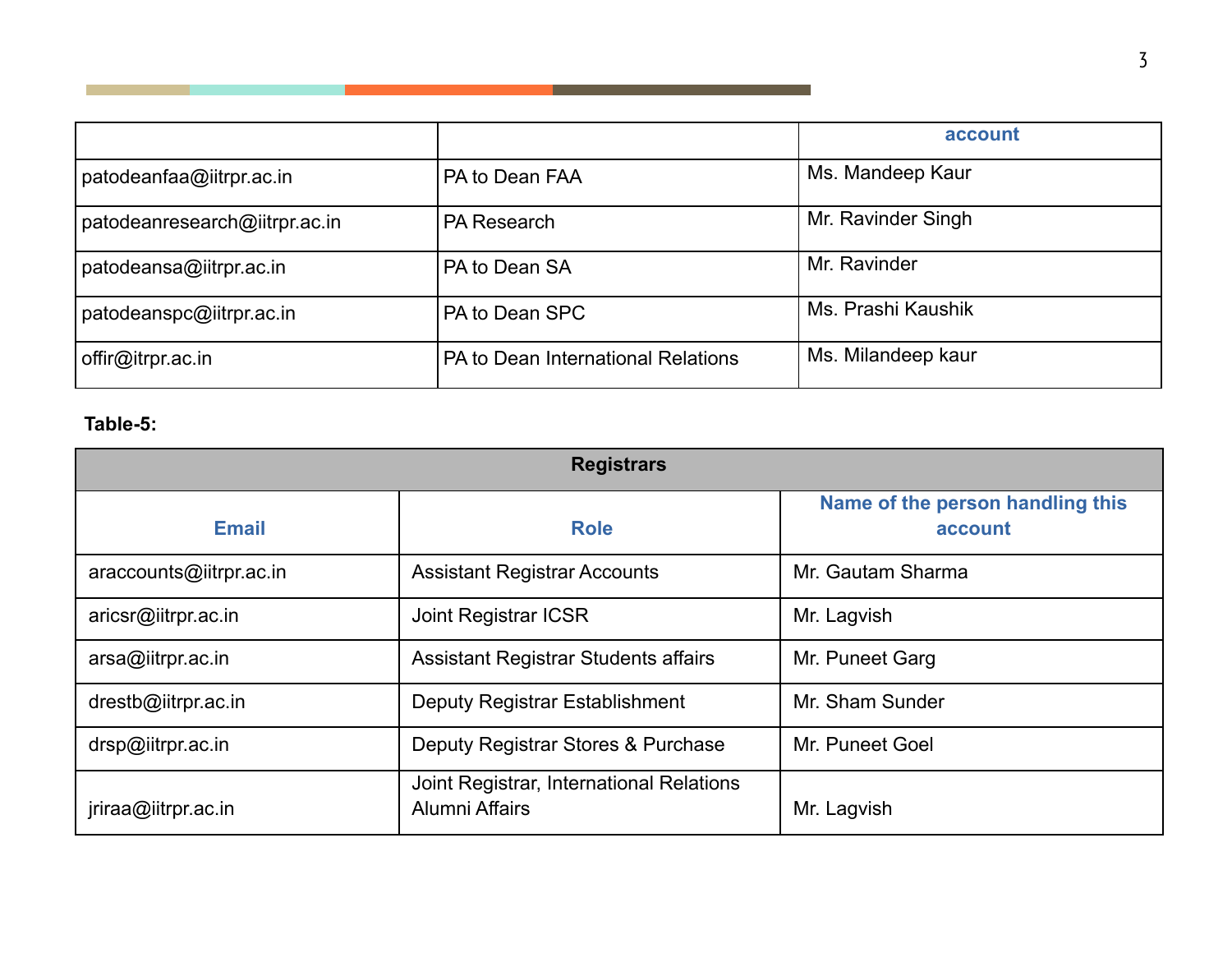| | | account |
|---|---|---|
| patodeanfaa@iitrpr.ac.in | PA to Dean FAA | Ms. Mandeep Kaur |
| patodeanresearch@iitrpr.ac.in | PA Research | Mr. Ravinder Singh |
| patodeansa@iitrpr.ac.in | PA to Dean SA | Mr. Ravinder |
| patodeanspc@iitrpr.ac.in | PA to Dean SPC | Ms. Prashi Kaushik |
| offir@itrpr.ac.in | PA to Dean International Relations | Ms. Milandeep kaur |

**Table-5:**

| Registrars | | |
|---|---|---|
| **Email** | **Role** | **Name of the person handling this account** |
| araccounts@iitrpr.ac.in | Assistant Registrar Accounts | Mr. Gautam Sharma |
| aricsr@iitrpr.ac.in | Joint Registrar ICSR | Mr. Lagvish |
| arsa@iitrpr.ac.in | Assistant Registrar Students affairs | Mr. Puneet Garg |
| drestb@iitrpr.ac.in | Deputy Registrar Establishment | Mr. Sham Sunder |
| drsp@iitrpr.ac.in | Deputy Registrar Stores & Purchase | Mr. Puneet Goel |
| jriraa@iitrpr.ac.in | Joint Registrar, International Relations Alumni Affairs | Mr. Lagvish |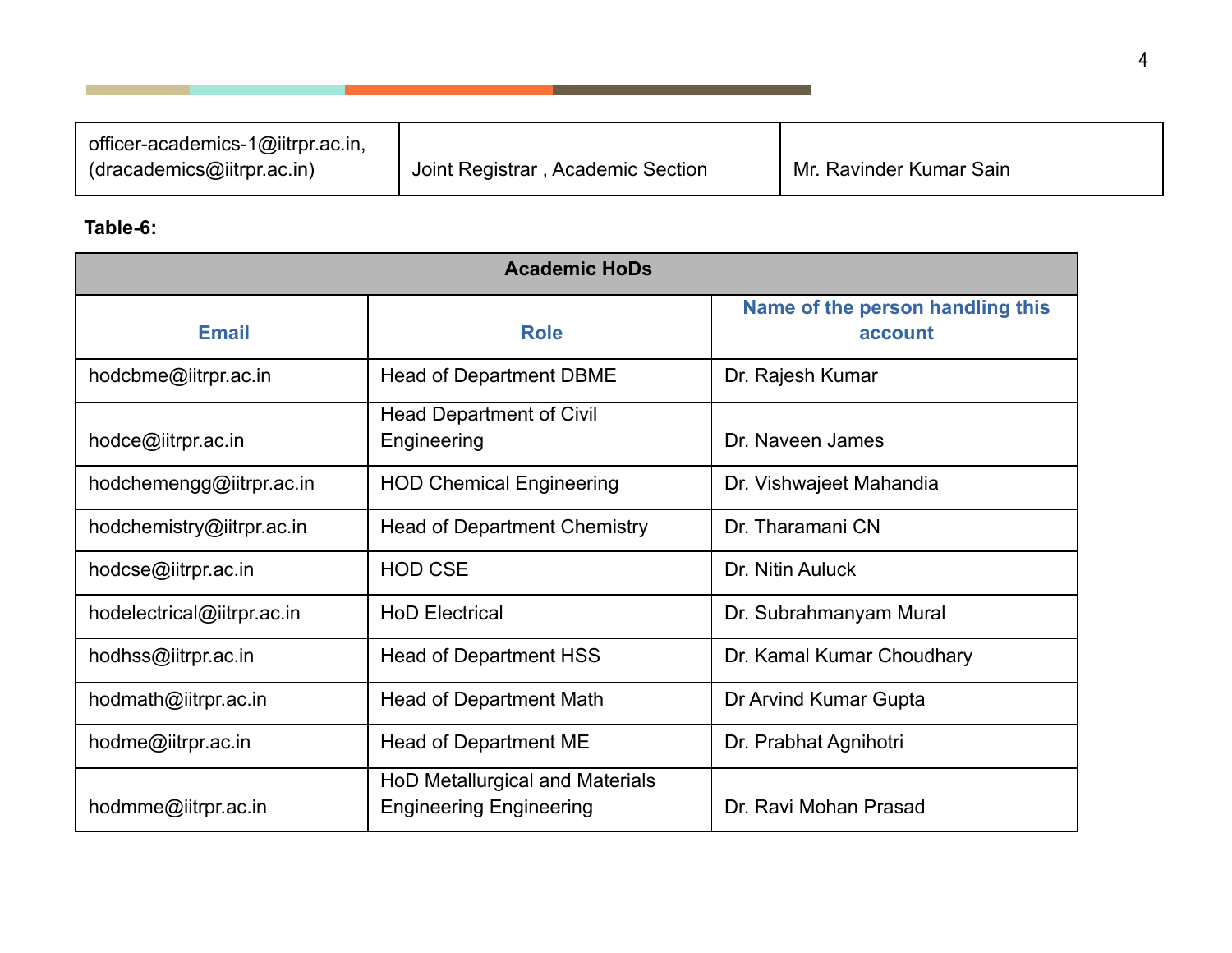| officer-academics-1@iitrpr.ac.in, (dracademics@iitrpr.ac.in) | Joint Registrar , Academic Section | Mr. Ravinder Kumar Sain |
|---|---|---|

**Table-6:**

| Academic HoDs | | |
|---|---|---|
| **Email** | **Role** | **Name of the person handling this account** |
| hodcbme@iitrpr.ac.in | Head of Department DBME | Dr. Rajesh Kumar |
| hodce@iitrpr.ac.in | Head Department of Civil Engineering | Dr. Naveen James |
| hodchemengg@iitrpr.ac.in | HOD Chemical Engineering | Dr. Vishwajeet Mahandia |
| hodchemistry@iitrpr.ac.in | Head of Department Chemistry | Dr. Tharamani CN |
| hodcse@iitrpr.ac.in | HOD CSE | Dr. Nitin Auluck |
| hodelectrical@iitrpr.ac.in | HoD Electrical | Dr. Subrahmanyam Mural |
| hodhss@iitrpr.ac.in | Head of Department HSS | Dr. Kamal Kumar Choudhary |
| hodmath@iitrpr.ac.in | Head of Department Math | Dr Arvind Kumar Gupta |
| hodme@iitrpr.ac.in | Head of Department ME | Dr. Prabhat Agnihotri |
| hodmme@iitrpr.ac.in | HoD Metallurgical and Materials Engineering Engineering | Dr. Ravi Mohan Prasad |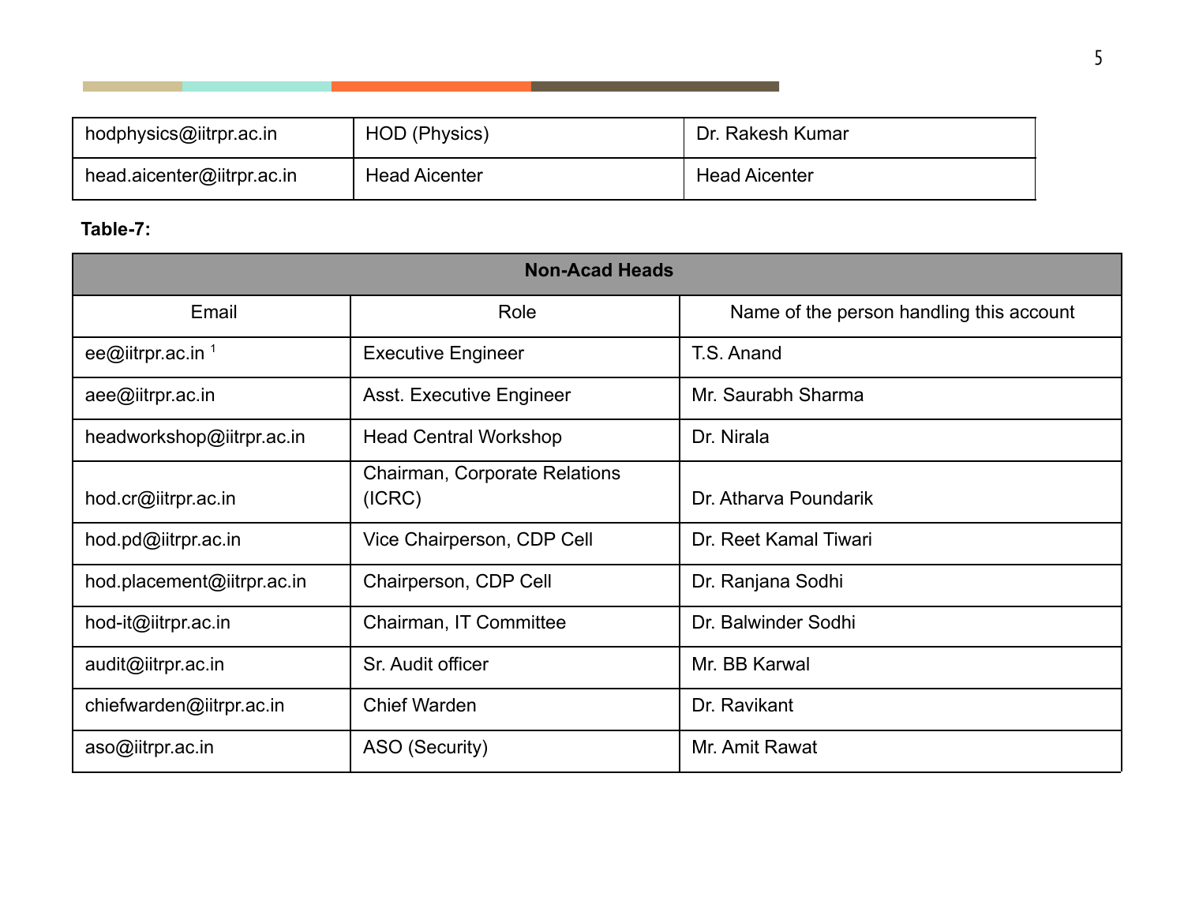| hodphysics@iitrpr.ac.in | HOD (Physics) | Dr. Rakesh Kumar |
|---|---|---|
| head.aicenter@iitrpr.ac.in | Head Aicenter | Head Aicenter |

**Table-7:**

| Non-Acad Heads | | |
|---|---|---|
| Email | Role | Name of the person handling this account |
| ee@iitrpr.ac.in [1] | Executive Engineer | T.S. Anand |
| aee@iitrpr.ac.in | Asst. Executive Engineer | Mr. Saurabh Sharma |
| headworkshop@iitrpr.ac.in | Head Central Workshop | Dr. Nirala |
| hod.cr@iitrpr.ac.in | Chairman, Corporate Relations (ICRC) | Dr. Atharva Poundarik |
| hod.pd@iitrpr.ac.in | Vice Chairperson, CDP Cell | Dr. Reet Kamal Tiwari |
| hod.placement@iitrpr.ac.in | Chairperson, CDP Cell | Dr. Ranjana Sodhi |
| hod-it@iitrpr.ac.in | Chairman, IT Committee | Dr. Balwinder Sodhi |
| audit@iitrpr.ac.in | Sr. Audit officer | Mr. BB Karwal |
| chiefwarden@iitrpr.ac.in | Chief Warden | Dr. Ravikant |
| aso@iitrpr.ac.in | ASO (Security) | Mr. Amit Rawat |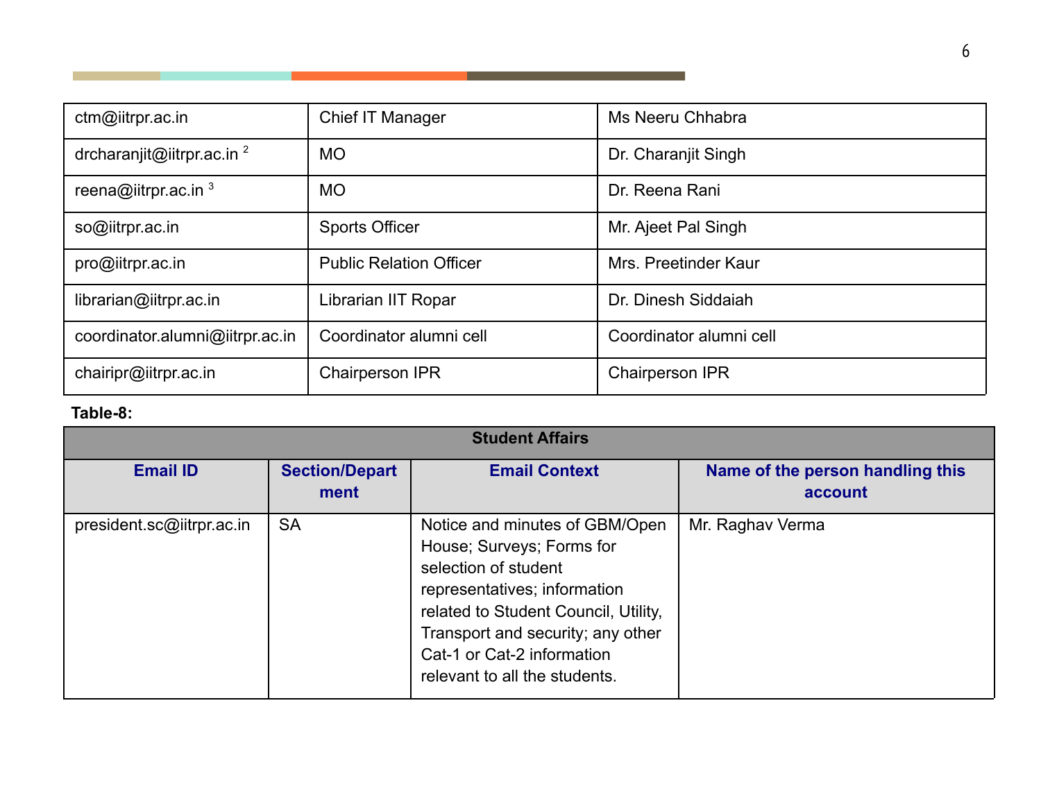| | | |
|---|---|---|
| ctm@iitrpr.ac.in | Chief IT Manager | Ms Neeru Chhabra |
| drcharanjit@iitrpr.ac.in [2] | MO | Dr. Charanjit Singh |
| reena@iitrpr.ac.in [3] | MO | Dr. Reena Rani |
| so@iitrpr.ac.in | Sports Officer | Mr. Ajeet Pal Singh |
| pro@iitrpr.ac.in | Public Relation Officer | Mrs. Preetinder Kaur |
| librarian@iitrpr.ac.in | Librarian IIT Ropar | Dr. Dinesh Siddaiah |
| coordinator.alumni@iitrpr.ac.in | Coordinator alumni cell | Coordinator alumni cell |
| chairipr@iitrpr.ac.in | Chairperson IPR | Chairperson IPR |

**Table-8:**

| Student Affairs | | | |
|---|---|---|---|
| **Email ID** | **Section/Department** | **Email Context** | **Name of the person handling this account** |
| president.sc@iitrpr.ac.in | SA | Notice and minutes of GBM/Open House; Surveys; Forms for selection of student representatives; information related to Student Council, Utility, Transport and security; any other Cat-1 or Cat-2 information relevant to all the students. | Mr. Raghav Verma |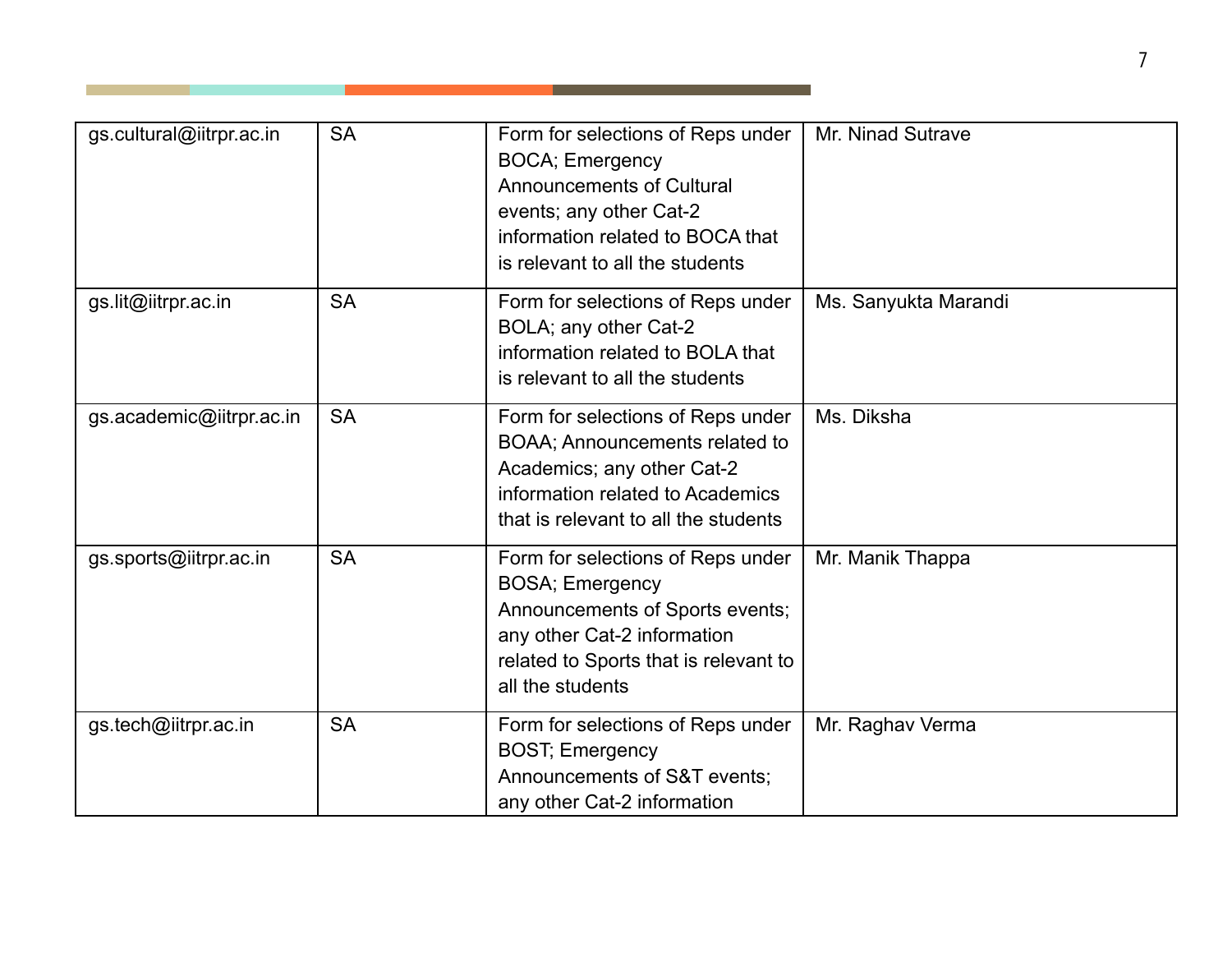| gs.cultural@iitrpr.ac.in | SA | Form for selections of Reps under BOCA; Emergency Announcements of Cultural events; any other Cat-2 information related to BOCA that is relevant to all the students | Mr. Ninad Sutrave |
|---|---|---|---|
| gs.lit@iitrpr.ac.in | SA | Form for selections of Reps under BOLA; any other Cat-2 information related to BOLA that is relevant to all the students | Ms. Sanyukta Marandi |
| gs.academic@iitrpr.ac.in | SA | Form for selections of Reps under BOAA; Announcements related to Academics; any other Cat-2 information related to Academics that is relevant to all the students | Ms. Diksha |
| gs.sports@iitrpr.ac.in | SA | Form for selections of Reps under BOSA; Emergency Announcements of Sports events; any other Cat-2 information related to Sports that is relevant to all the students | Mr. Manik Thappa |
| gs.tech@iitrpr.ac.in | SA | Form for selections of Reps under BOST; Emergency Announcements of S&T events; any other Cat-2 information | Mr. Raghav Verma |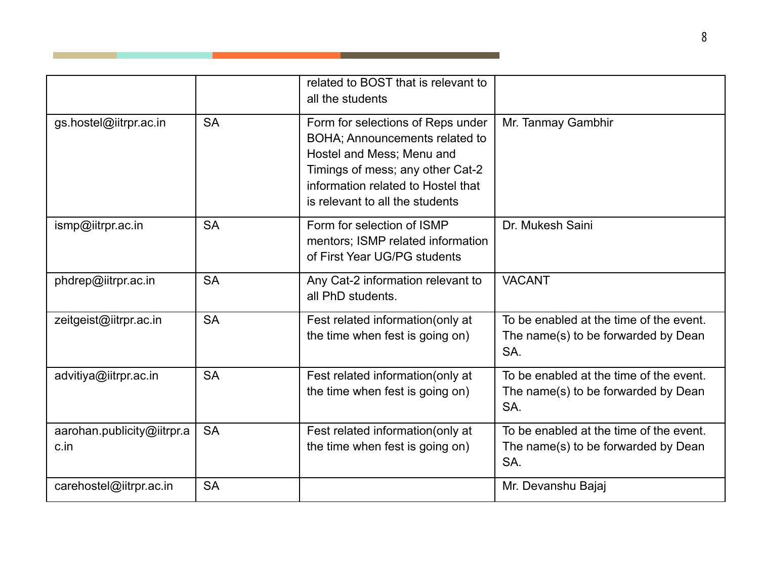| | | | |
|---|---|---|---|
| | | related to BOST that is relevant to all the students | |
| gs.hostel@iitrpr.ac.in | SA | Form for selections of Reps under BOHA; Announcements related to Hostel and Mess; Menu and Timings of mess; any other Cat-2 information related to Hostel that is relevant to all the students | Mr. Tanmay Gambhir |
| ismp@iitrpr.ac.in | SA | Form for selection of ISMP mentors; ISMP related information of First Year UG/PG students | Dr. Mukesh Saini |
| phdrep@iitrpr.ac.in | SA | Any Cat-2 information relevant to all PhD students. | VACANT |
| zeitgeist@iitrpr.ac.in | SA | Fest related information(only at the time when fest is going on) | To be enabled at the time of the event. The name(s) to be forwarded by Dean SA. |
| advitiya@iitrpr.ac.in | SA | Fest related information(only at the time when fest is going on) | To be enabled at the time of the event. The name(s) to be forwarded by Dean SA. |
| aarohan.publicity@iitrpr.ac.in | SA | Fest related information(only at the time when fest is going on) | To be enabled at the time of the event. The name(s) to be forwarded by Dean SA. |
| carehostel@iitrpr.ac.in | SA | | Mr. Devanshu Bajaj |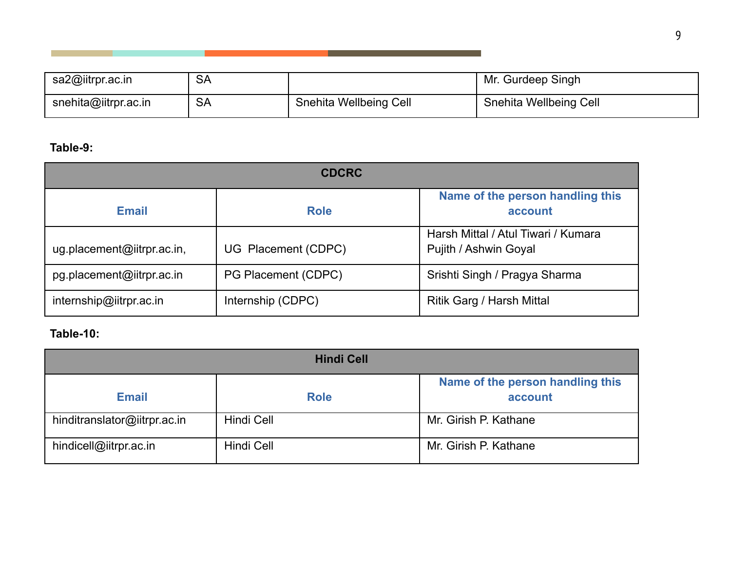| sa2@iitrpr.ac.in | SA | | Mr. Gurdeep Singh |
|---|---|---|---|
| snehita@iitrpr.ac.in | SA | Snehita Wellbeing Cell | Snehita Wellbeing Cell |

**Table-9:**

| CDCRC | | |
|---|---|---|
| **Email** | **Role** | **Name of the person handling this account** |
| ug.placement@iitrpr.ac.in, | UG Placement (CDPC) | Harsh Mittal / Atul Tiwari / Kumara Pujith / Ashwin Goyal |
| pg.placement@iitrpr.ac.in | PG Placement (CDPC) | Srishti Singh / Pragya Sharma |
| internship@iitrpr.ac.in | Internship (CDPC) | Ritik Garg / Harsh Mittal |

**Table-10:**

| Hindi Cell | | |
|---|---|---|
| **Email** | **Role** | **Name of the person handling this account** |
| hinditranslator@iitrpr.ac.in | Hindi Cell | Mr. Girish P. Kathane |
| hindicell@iitrpr.ac.in | Hindi Cell | Mr. Girish P. Kathane |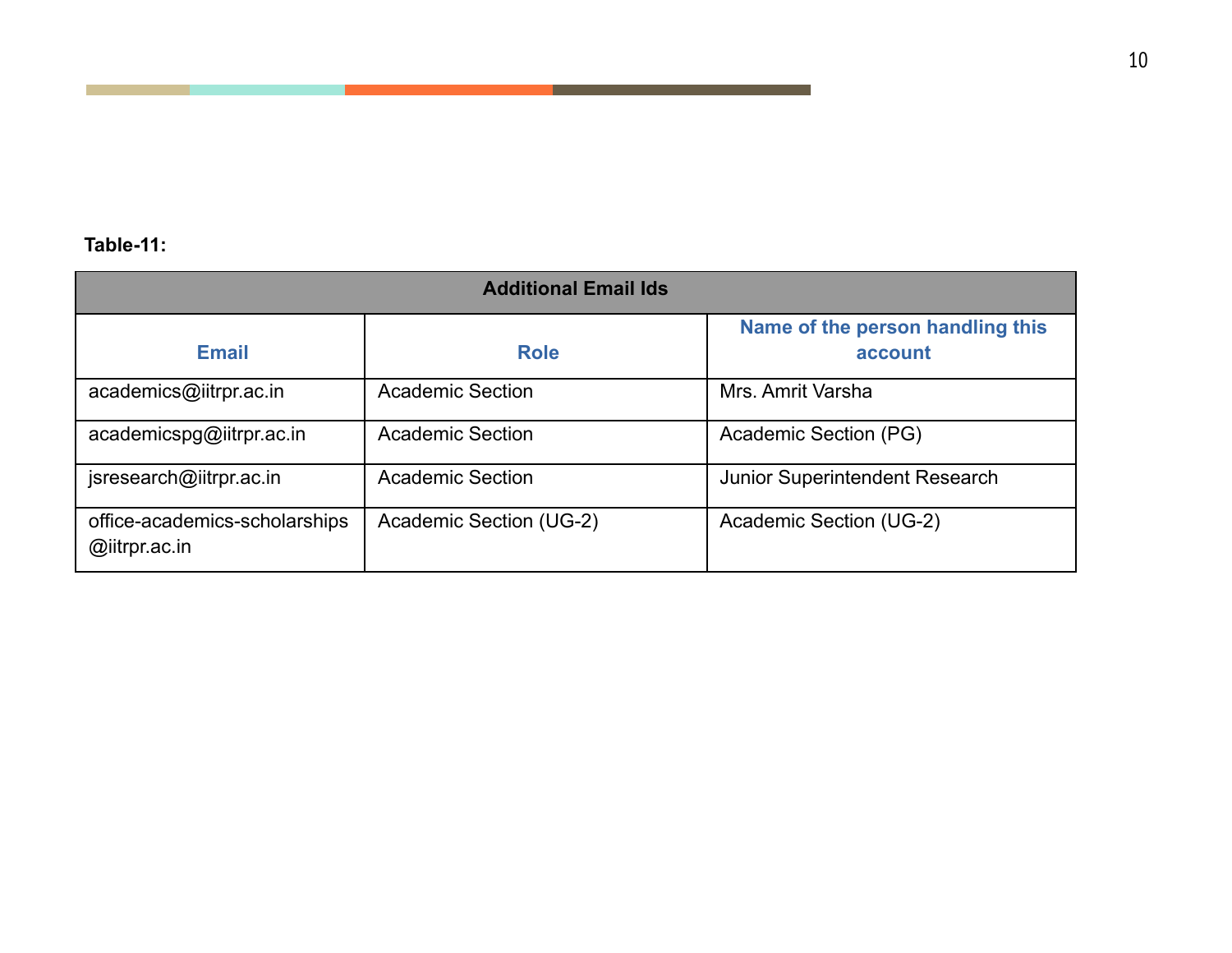**Table-11:**

| Additional Email Ids | | |
|---|---|---|
| **Email** | **Role** | **Name of the person handling this account** |
| academics@iitrpr.ac.in | Academic Section | Mrs. Amrit Varsha |
| academicspg@iitrpr.ac.in | Academic Section | Academic Section (PG) |
| jsresearch@iitrpr.ac.in | Academic Section | Junior Superintendent Research |
| office-academics-scholarships@iitrpr.ac.in | Academic Section (UG-2) | Academic Section (UG-2) |